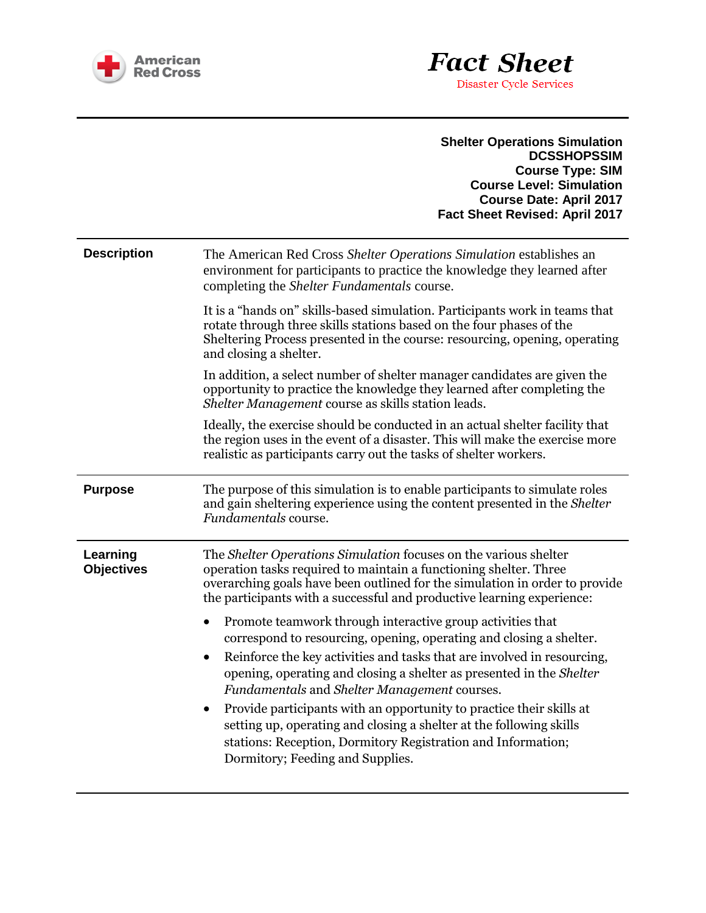American Red Cross

# Fact Sheet

Disaster Cycle Services

**Shelter Operations Simulation**
**DCSSHOPSSIM**
**Course Type: SIM**
**Course Level: Simulation**
**Course Date: April 2017**
**Fact Sheet Revised: April 2017**

## Description

The American Red Cross *Shelter Operations Simulation* establishes an environment for participants to practice the knowledge they learned after completing the *Shelter Fundamentals* course.

It is a "hands on" skills-based simulation. Participants work in teams that rotate through three skills stations based on the four phases of the Sheltering Process presented in the course: resourcing, opening, operating and closing a shelter.

In addition, a select number of shelter manager candidates are given the opportunity to practice the knowledge they learned after completing the *Shelter Management* course as skills station leads.

Ideally, the exercise should be conducted in an actual shelter facility that the region uses in the event of a disaster. This will make the exercise more realistic as participants carry out the tasks of shelter workers.

## Purpose

The purpose of this simulation is to enable participants to simulate roles and gain sheltering experience using the content presented in the *Shelter Fundamentals* course.

## Learning Objectives

The *Shelter Operations Simulation* focuses on the various shelter operation tasks required to maintain a functioning shelter. Three overarching goals have been outlined for the simulation in order to provide the participants with a successful and productive learning experience:

- Promote teamwork through interactive group activities that correspond to resourcing, opening, operating and closing a shelter.
- Reinforce the key activities and tasks that are involved in resourcing, opening, operating and closing a shelter as presented in the *Shelter Fundamentals* and *Shelter Management* courses.
- Provide participants with an opportunity to practice their skills at setting up, operating and closing a shelter at the following skills stations: Reception, Dormitory Registration and Information; Dormitory; Feeding and Supplies.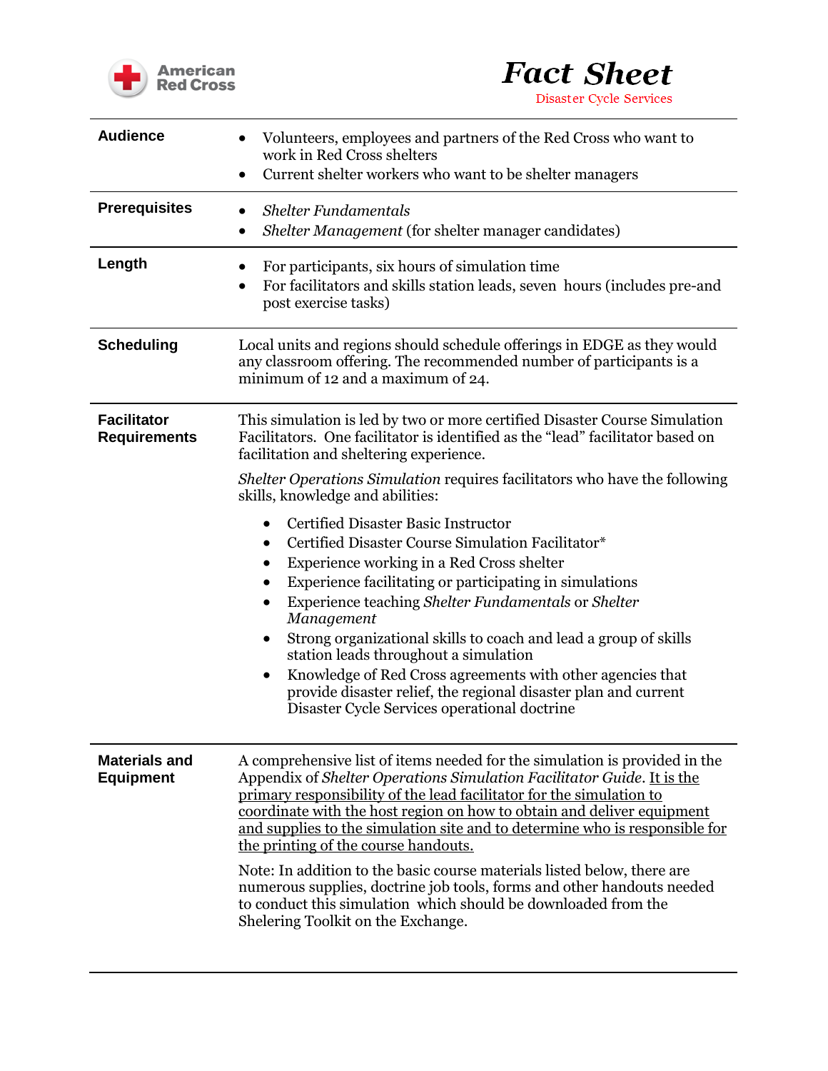**American Red Cross**

# Fact Sheet

Disaster Cycle Services

| | |
|---|---|
| **Audience** | • Volunteers, employees and partners of the Red Cross who want to work in Red Cross shelters<br>• Current shelter workers who want to be shelter managers |
| **Prerequisites** | • *Shelter Fundamentals*<br>• *Shelter Management* (for shelter manager candidates) |
| **Length** | • For participants, six hours of simulation time<br>• For facilitators and skills station leads, seven hours (includes pre-and post exercise tasks) |
| **Scheduling** | Local units and regions should schedule offerings in EDGE as they would any classroom offering. The recommended number of participants is a minimum of 12 and a maximum of 24. |
| **Facilitator Requirements** | This simulation is led by two or more certified Disaster Course Simulation Facilitators. One facilitator is identified as the "lead" facilitator based on facilitation and sheltering experience.<br><br>*Shelter Operations Simulation* requires facilitators who have the following skills, knowledge and abilities:<br><br>• Certified Disaster Basic Instructor<br>• Certified Disaster Course Simulation Facilitator*<br>• Experience working in a Red Cross shelter<br>• Experience facilitating or participating in simulations<br>• Experience teaching *Shelter Fundamentals* or *Shelter Management*<br>• Strong organizational skills to coach and lead a group of skills station leads throughout a simulation<br>• Knowledge of Red Cross agreements with other agencies that provide disaster relief, the regional disaster plan and current Disaster Cycle Services operational doctrine |
| **Materials and Equipment** | A comprehensive list of items needed for the simulation is provided in the Appendix of *Shelter Operations Simulation Facilitator Guide*. <u>It is the primary responsibility of the lead facilitator for the simulation to coordinate with the host region on how to obtain and deliver equipment and supplies to the simulation site and to determine who is responsible for the printing of the course handouts.</u><br><br>Note: In addition to the basic course materials listed below, there are numerous supplies, doctrine job tools, forms and other handouts needed to conduct this simulation which should be downloaded from the Shelering Toolkit on the Exchange. |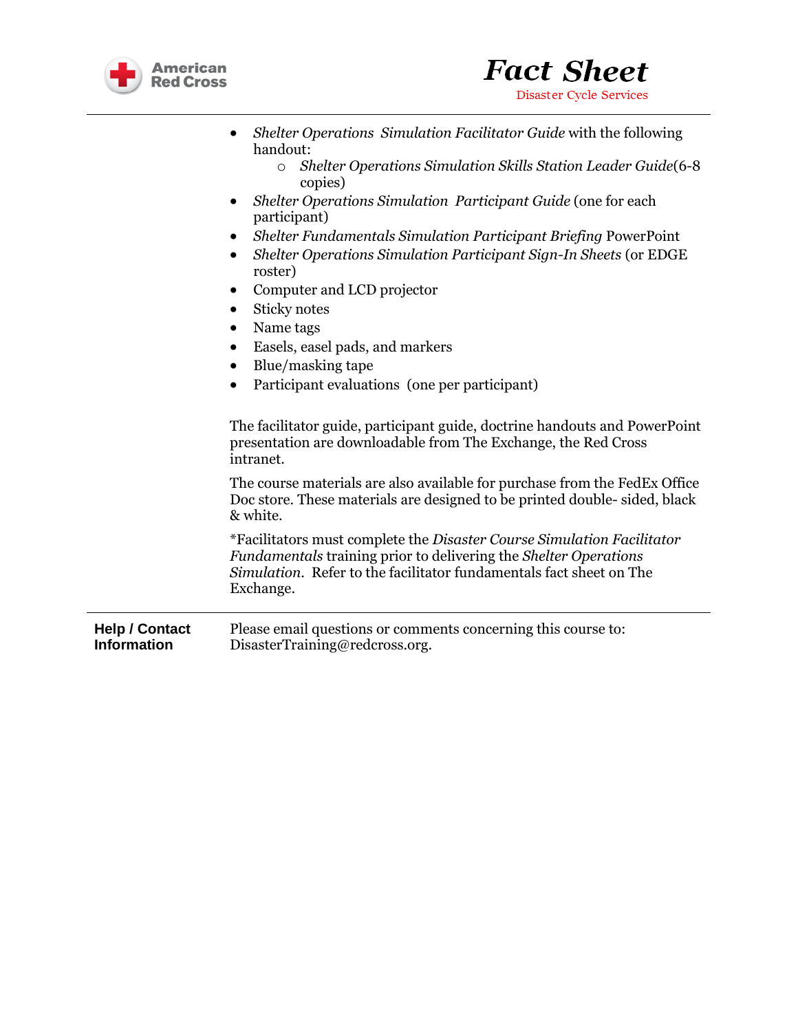- *Shelter Operations Simulation Facilitator Guide* with the following handout:
  - *Shelter Operations Simulation Skills Station Leader Guide*(6-8 copies)
- *Shelter Operations Simulation Participant Guide* (one for each participant)
- *Shelter Fundamentals Simulation Participant Briefing* PowerPoint
- *Shelter Operations Simulation Participant Sign-In Sheets* (or EDGE roster)
- Computer and LCD projector
- Sticky notes
- Name tags
- Easels, easel pads, and markers
- Blue/masking tape
- Participant evaluations (one per participant)

The facilitator guide, participant guide, doctrine handouts and PowerPoint presentation are downloadable from The Exchange, the Red Cross intranet.

The course materials are also available for purchase from the FedEx Office Doc store. These materials are designed to be printed double- sided, black & white.

*Facilitators must complete the *Disaster Course Simulation Facilitator Fundamentals* training prior to delivering the *Shelter Operations Simulation*. Refer to the facilitator fundamentals fact sheet on The Exchange.

**Help / Contact Information**

Please email questions or comments concerning this course to: DisasterTraining@redcross.org.